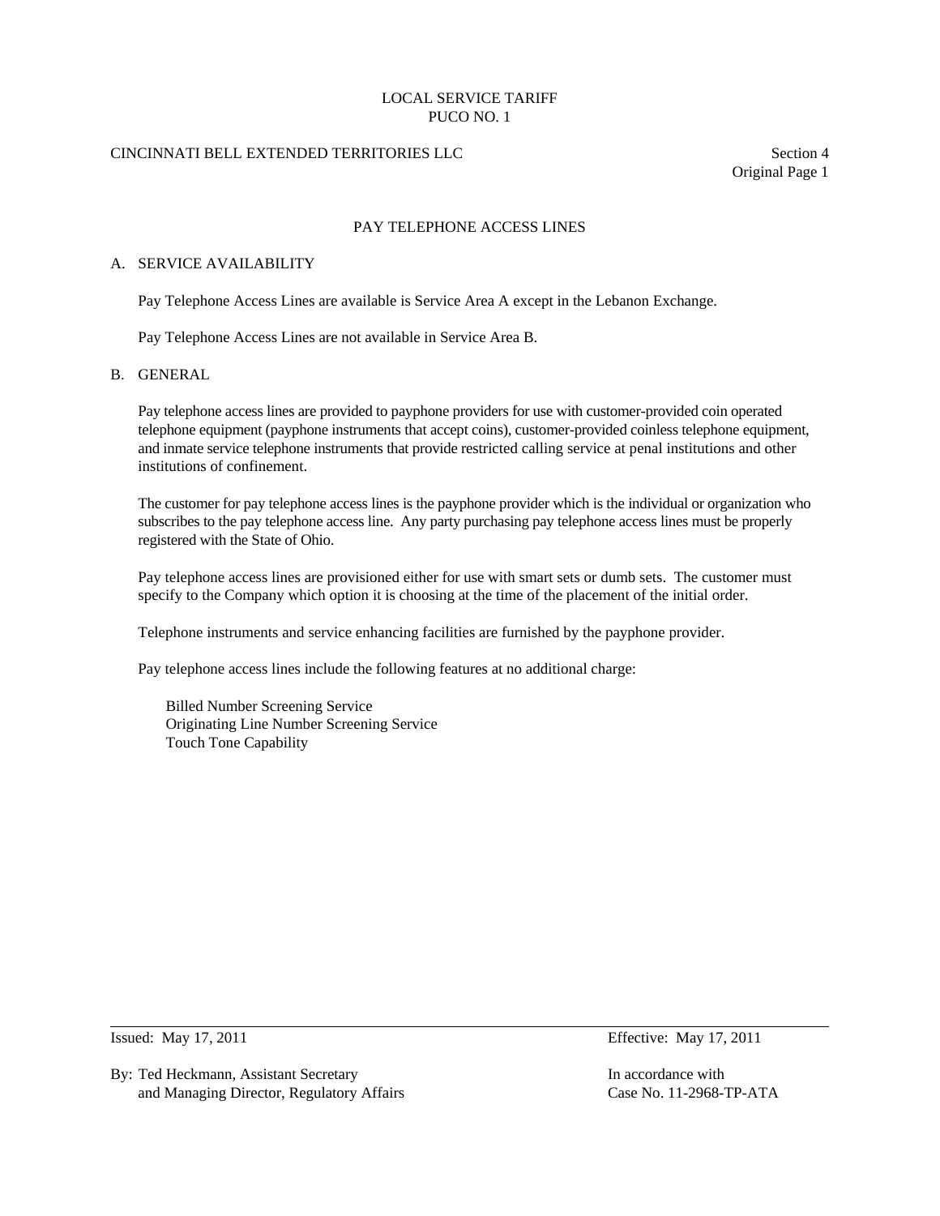LOCAL SERVICE TARIFF
PUCO NO. 1

CINCINNATI BELL EXTENDED TERRITORIES LLC

Section 4
Original Page 1

# PAY TELEPHONE ACCESS LINES

## A. SERVICE AVAILABILITY

Pay Telephone Access Lines are available is Service Area A except in the Lebanon Exchange.

Pay Telephone Access Lines are not available in Service Area B.

## B. GENERAL

Pay telephone access lines are provided to payphone providers for use with customer-provided coin operated telephone equipment (payphone instruments that accept coins), customer-provided coinless telephone equipment, and inmate service telephone instruments that provide restricted calling service at penal institutions and other institutions of confinement.

The customer for pay telephone access lines is the payphone provider which is the individual or organization who subscribes to the pay telephone access line. Any party purchasing pay telephone access lines must be properly registered with the State of Ohio.

Pay telephone access lines are provisioned either for use with smart sets or dumb sets. The customer must specify to the Company which option it is choosing at the time of the placement of the initial order.

Telephone instruments and service enhancing facilities are furnished by the payphone provider.

Pay telephone access lines include the following features at no additional charge:

- Billed Number Screening Service
- Originating Line Number Screening Service
- Touch Tone Capability

Issued: May 17, 2011

Effective: May 17, 2011

By: Ted Heckmann, Assistant Secretary
and Managing Director, Regulatory Affairs

In accordance with
Case No. 11-2968-TP-ATA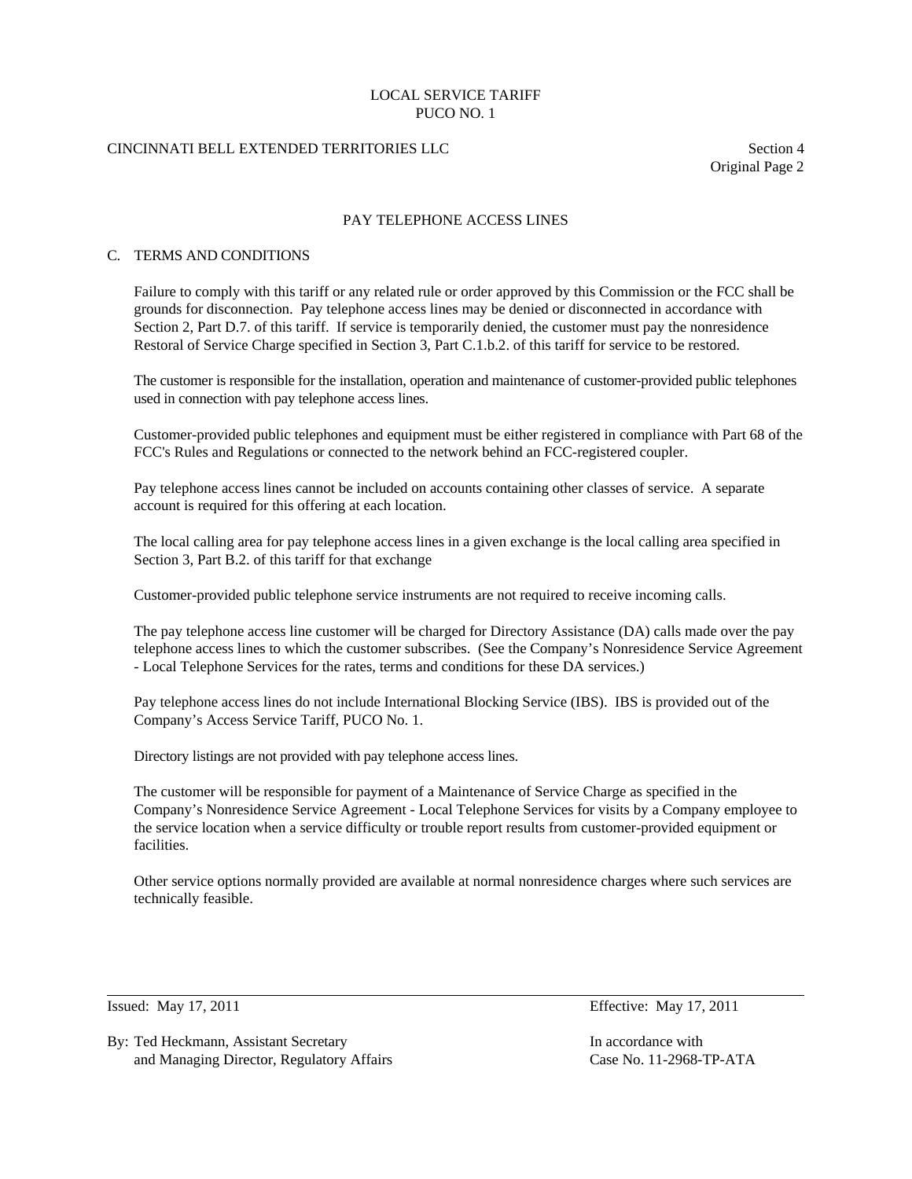## PAY TELEPHONE ACCESS LINES

### C. TERMS AND CONDITIONS

Failure to comply with this tariff or any related rule or order approved by this Commission or the FCC shall be grounds for disconnection. Pay telephone access lines may be denied or disconnected in accordance with Section 2, Part D.7. of this tariff. If service is temporarily denied, the customer must pay the nonresidence Restoral of Service Charge specified in Section 3, Part C.1.b.2. of this tariff for service to be restored.

The customer is responsible for the installation, operation and maintenance of customer-provided public telephones used in connection with pay telephone access lines.

Customer-provided public telephones and equipment must be either registered in compliance with Part 68 of the FCC's Rules and Regulations or connected to the network behind an FCC-registered coupler.

Pay telephone access lines cannot be included on accounts containing other classes of service. A separate account is required for this offering at each location.

The local calling area for pay telephone access lines in a given exchange is the local calling area specified in Section 3, Part B.2. of this tariff for that exchange

Customer-provided public telephone service instruments are not required to receive incoming calls.

The pay telephone access line customer will be charged for Directory Assistance (DA) calls made over the pay telephone access lines to which the customer subscribes. (See the Company's Nonresidence Service Agreement - Local Telephone Services for the rates, terms and conditions for these DA services.)

Pay telephone access lines do not include International Blocking Service (IBS). IBS is provided out of the Company's Access Service Tariff, PUCO No. 1.

Directory listings are not provided with pay telephone access lines.

The customer will be responsible for payment of a Maintenance of Service Charge as specified in the Company's Nonresidence Service Agreement - Local Telephone Services for visits by a Company employee to the service location when a service difficulty or trouble report results from customer-provided equipment or facilities.

Other service options normally provided are available at normal nonresidence charges where such services are technically feasible.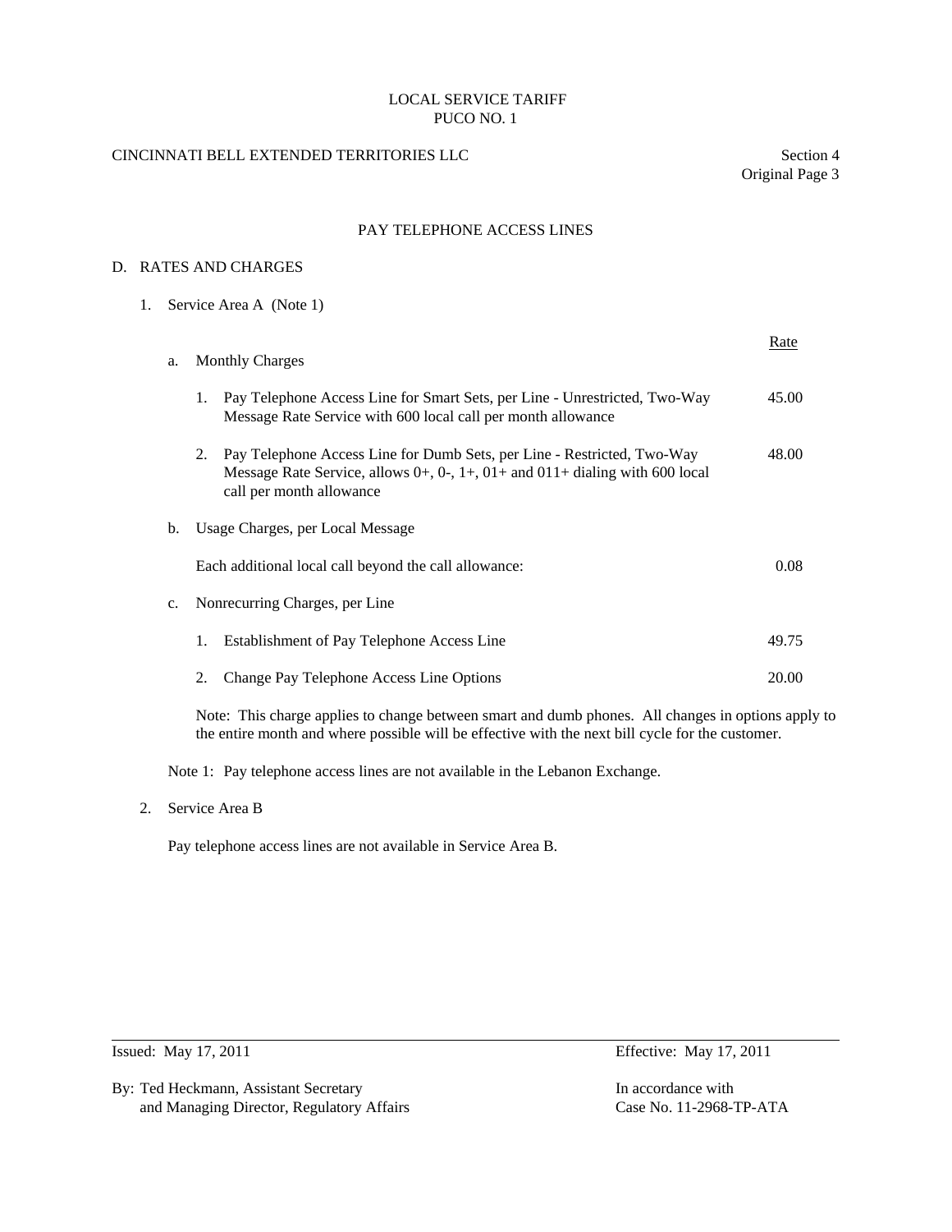LOCAL SERVICE TARIFF
PUCO NO. 1

CINCINNATI BELL EXTENDED TERRITORIES LLC

Section 4
Original Page 3

## PAY TELEPHONE ACCESS LINES

### D. RATES AND CHARGES

1. Service Area A (Note 1)

| | Rate |
|---|---|
| a. Monthly Charges | |
| 1. Pay Telephone Access Line for Smart Sets, per Line - Unrestricted, Two-Way Message Rate Service with 600 local call per month allowance | 45.00 |
| 2. Pay Telephone Access Line for Dumb Sets, per Line - Restricted, Two-Way Message Rate Service, allows 0+, 0-, 1+, 01+ and 011+ dialing with 600 local call per month allowance | 48.00 |
| b. Usage Charges, per Local Message | |
| Each additional local call beyond the call allowance: | 0.08 |
| c. Nonrecurring Charges, per Line | |
| 1. Establishment of Pay Telephone Access Line | 49.75 |
| 2. Change Pay Telephone Access Line Options | 20.00 |

Note: This charge applies to change between smart and dumb phones. All changes in options apply to the entire month and where possible will be effective with the next bill cycle for the customer.

Note 1: Pay telephone access lines are not available in the Lebanon Exchange.

2. Service Area B

Pay telephone access lines are not available in Service Area B.

Issued: May 17, 2011

Effective: May 17, 2011

By: Ted Heckmann, Assistant Secretary
and Managing Director, Regulatory Affairs

In accordance with
Case No. 11-2968-TP-ATA